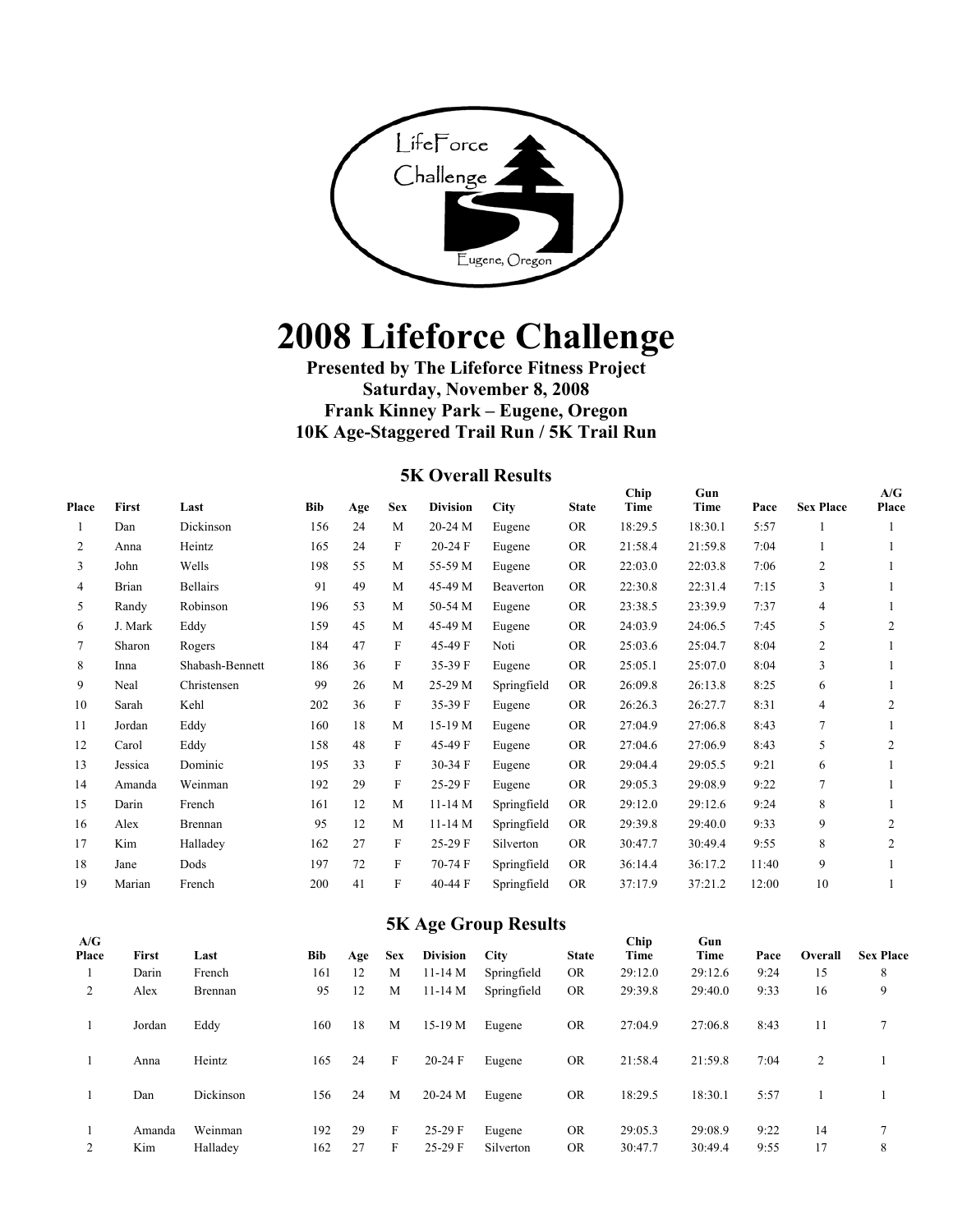# 2008 Lifeforce Challenge

**Presented by The Lifeforce Fitness Project**
**Saturday, November 8, 2008**
**Frank Kinney Park – Eugene, Oregon**
**10K Age-Staggered Trail Run / 5K Trail Run**

## 5K Overall Results

| Place | First | Last | Bib | Age | Sex | Division | City | State | Chip Time | Gun Time | Pace | Sex Place | A/G Place |
|---|---|---|---|---|---|---|---|---|---|---|---|---|---|
| 1 | Dan | Dickinson | 156 | 24 | M | 20-24 M | Eugene | OR | 18:29.5 | 18:30.1 | 5:57 | 1 | 1 |
| 2 | Anna | Heintz | 165 | 24 | F | 20-24 F | Eugene | OR | 21:58.4 | 21:59.8 | 7:04 | 1 | 1 |
| 3 | John | Wells | 198 | 55 | M | 55-59 M | Eugene | OR | 22:03.0 | 22:03.8 | 7:06 | 2 | 1 |
| 4 | Brian | Bellairs | 91 | 49 | M | 45-49 M | Beaverton | OR | 22:30.8 | 22:31.4 | 7:15 | 3 | 1 |
| 5 | Randy | Robinson | 196 | 53 | M | 50-54 M | Eugene | OR | 23:38.5 | 23:39.9 | 7:37 | 4 | 1 |
| 6 | J. Mark | Eddy | 159 | 45 | M | 45-49 M | Eugene | OR | 24:03.9 | 24:06.5 | 7:45 | 5 | 2 |
| 7 | Sharon | Rogers | 184 | 47 | F | 45-49 F | Noti | OR | 25:03.6 | 25:04.7 | 8:04 | 2 | 1 |
| 8 | Inna | Shabash-Bennett | 186 | 36 | F | 35-39 F | Eugene | OR | 25:05.1 | 25:07.0 | 8:04 | 3 | 1 |
| 9 | Neal | Christensen | 99 | 26 | M | 25-29 M | Springfield | OR | 26:09.8 | 26:13.8 | 8:25 | 6 | 1 |
| 10 | Sarah | Kehl | 202 | 36 | F | 35-39 F | Eugene | OR | 26:26.3 | 26:27.7 | 8:31 | 4 | 2 |
| 11 | Jordan | Eddy | 160 | 18 | M | 15-19 M | Eugene | OR | 27:04.9 | 27:06.8 | 8:43 | 7 | 1 |
| 12 | Carol | Eddy | 158 | 48 | F | 45-49 F | Eugene | OR | 27:04.6 | 27:06.9 | 8:43 | 5 | 2 |
| 13 | Jessica | Dominic | 195 | 33 | F | 30-34 F | Eugene | OR | 29:04.4 | 29:05.5 | 9:21 | 6 | 1 |
| 14 | Amanda | Weinman | 192 | 29 | F | 25-29 F | Eugene | OR | 29:05.3 | 29:08.9 | 9:22 | 7 | 1 |
| 15 | Darin | French | 161 | 12 | M | 11-14 M | Springfield | OR | 29:12.0 | 29:12.6 | 9:24 | 8 | 1 |
| 16 | Alex | Brennan | 95 | 12 | M | 11-14 M | Springfield | OR | 29:39.8 | 29:40.0 | 9:33 | 9 | 2 |
| 17 | Kim | Halladey | 162 | 27 | F | 25-29 F | Silverton | OR | 30:47.7 | 30:49.4 | 9:55 | 8 | 2 |
| 18 | Jane | Dods | 197 | 72 | F | 70-74 F | Springfield | OR | 36:14.4 | 36:17.2 | 11:40 | 9 | 1 |
| 19 | Marian | French | 200 | 41 | F | 40-44 F | Springfield | OR | 37:17.9 | 37:21.2 | 12:00 | 10 | 1 |

## 5K Age Group Results

| A/G Place | First | Last | Bib | Age | Sex | Division | City | State | Chip Time | Gun Time | Pace | Overall | Sex Place |
|---|---|---|---|---|---|---|---|---|---|---|---|---|---|
| 1 | Darin | French | 161 | 12 | M | 11-14 M | Springfield | OR | 29:12.0 | 29:12.6 | 9:24 | 15 | 8 |
| 2 | Alex | Brennan | 95 | 12 | M | 11-14 M | Springfield | OR | 29:39.8 | 29:40.0 | 9:33 | 16 | 9 |
| 1 | Jordan | Eddy | 160 | 18 | M | 15-19 M | Eugene | OR | 27:04.9 | 27:06.8 | 8:43 | 11 | 7 |
| 1 | Anna | Heintz | 165 | 24 | F | 20-24 F | Eugene | OR | 21:58.4 | 21:59.8 | 7:04 | 2 | 1 |
| 1 | Dan | Dickinson | 156 | 24 | M | 20-24 M | Eugene | OR | 18:29.5 | 18:30.1 | 5:57 | 1 | 1 |
| 1 | Amanda | Weinman | 192 | 29 | F | 25-29 F | Eugene | OR | 29:05.3 | 29:08.9 | 9:22 | 14 | 7 |
| 2 | Kim | Halladey | 162 | 27 | F | 25-29 F | Silverton | OR | 30:47.7 | 30:49.4 | 9:55 | 17 | 8 |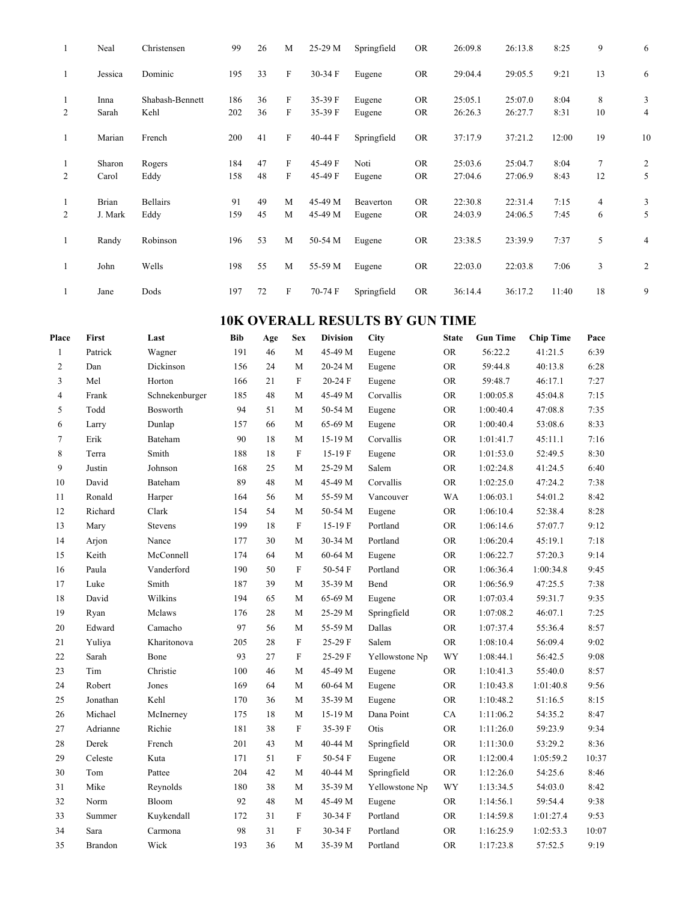| | | | | | | | | | | | | | |
|---|---|---|---|---|---|---|---|---|---|---|---|---|---|
| 1 | Neal | Christensen | 99 | 26 | M | 25-29 M | Springfield | OR | 26:09.8 | 26:13.8 | 8:25 | 9 | 6 |
| 1 | Jessica | Dominic | 195 | 33 | F | 30-34 F | Eugene | OR | 29:04.4 | 29:05.5 | 9:21 | 13 | 6 |
| 1 | Inna | Shabash-Bennett | 186 | 36 | F | 35-39 F | Eugene | OR | 25:05.1 | 25:07.0 | 8:04 | 8 | 3 |
| 2 | Sarah | Kehl | 202 | 36 | F | 35-39 F | Eugene | OR | 26:26.3 | 26:27.7 | 8:31 | 10 | 4 |
| 1 | Marian | French | 200 | 41 | F | 40-44 F | Springfield | OR | 37:17.9 | 37:21.2 | 12:00 | 19 | 10 |
| 1 | Sharon | Rogers | 184 | 47 | F | 45-49 F | Noti | OR | 25:03.6 | 25:04.7 | 8:04 | 7 | 2 |
| 2 | Carol | Eddy | 158 | 48 | F | 45-49 F | Eugene | OR | 27:04.6 | 27:06.9 | 8:43 | 12 | 5 |
| 1 | Brian | Bellairs | 91 | 49 | M | 45-49 M | Beaverton | OR | 22:30.8 | 22:31.4 | 7:15 | 4 | 3 |
| 2 | J. Mark | Eddy | 159 | 45 | M | 45-49 M | Eugene | OR | 24:03.9 | 24:06.5 | 7:45 | 6 | 5 |
| 1 | Randy | Robinson | 196 | 53 | M | 50-54 M | Eugene | OR | 23:38.5 | 23:39.9 | 7:37 | 5 | 4 |
| 1 | John | Wells | 198 | 55 | M | 55-59 M | Eugene | OR | 22:03.0 | 22:03.8 | 7:06 | 3 | 2 |
| 1 | Jane | Dods | 197 | 72 | F | 70-74 F | Springfield | OR | 36:14.4 | 36:17.2 | 11:40 | 18 | 9 |

## 10K OVERALL RESULTS BY GUN TIME

| Place | First | Last | Bib | Age | Sex | Division | City | State | Gun Time | Chip Time | Pace |
|---|---|---|---|---|---|---|---|---|---|---|---|
| 1 | Patrick | Wagner | 191 | 46 | M | 45-49 M | Eugene | OR | 56:22.2 | 41:21.5 | 6:39 |
| 2 | Dan | Dickinson | 156 | 24 | M | 20-24 M | Eugene | OR | 59:44.8 | 40:13.8 | 6:28 |
| 3 | Mel | Horton | 166 | 21 | F | 20-24 F | Eugene | OR | 59:48.7 | 46:17.1 | 7:27 |
| 4 | Frank | Schnekenburger | 185 | 48 | M | 45-49 M | Corvallis | OR | 1:00:05.8 | 45:04.8 | 7:15 |
| 5 | Todd | Bosworth | 94 | 51 | M | 50-54 M | Eugene | OR | 1:00:40.4 | 47:08.8 | 7:35 |
| 6 | Larry | Dunlap | 157 | 66 | M | 65-69 M | Eugene | OR | 1:00:40.4 | 53:08.6 | 8:33 |
| 7 | Erik | Bateham | 90 | 18 | M | 15-19 M | Corvallis | OR | 1:01:41.7 | 45:11.1 | 7:16 |
| 8 | Terra | Smith | 188 | 18 | F | 15-19 F | Eugene | OR | 1:01:53.0 | 52:49.5 | 8:30 |
| 9 | Justin | Johnson | 168 | 25 | M | 25-29 M | Salem | OR | 1:02:24.8 | 41:24.5 | 6:40 |
| 10 | David | Bateham | 89 | 48 | M | 45-49 M | Corvallis | OR | 1:02:25.0 | 47:24.2 | 7:38 |
| 11 | Ronald | Harper | 164 | 56 | M | 55-59 M | Vancouver | WA | 1:06:03.1 | 54:01.2 | 8:42 |
| 12 | Richard | Clark | 154 | 54 | M | 50-54 M | Eugene | OR | 1:06:10.4 | 52:38.4 | 8:28 |
| 13 | Mary | Stevens | 199 | 18 | F | 15-19 F | Portland | OR | 1:06:14.6 | 57:07.7 | 9:12 |
| 14 | Arjon | Nance | 177 | 30 | M | 30-34 M | Portland | OR | 1:06:20.4 | 45:19.1 | 7:18 |
| 15 | Keith | McConnell | 174 | 64 | M | 60-64 M | Eugene | OR | 1:06:22.7 | 57:20.3 | 9:14 |
| 16 | Paula | Vanderford | 190 | 50 | F | 50-54 F | Portland | OR | 1:06:36.4 | 1:00:34.8 | 9:45 |
| 17 | Luke | Smith | 187 | 39 | M | 35-39 M | Bend | OR | 1:06:56.9 | 47:25.5 | 7:38 |
| 18 | David | Wilkins | 194 | 65 | M | 65-69 M | Eugene | OR | 1:07:03.4 | 59:31.7 | 9:35 |
| 19 | Ryan | Mclaws | 176 | 28 | M | 25-29 M | Springfield | OR | 1:07:08.2 | 46:07.1 | 7:25 |
| 20 | Edward | Camacho | 97 | 56 | M | 55-59 M | Dallas | OR | 1:07:37.4 | 55:36.4 | 8:57 |
| 21 | Yuliya | Kharitonova | 205 | 28 | F | 25-29 F | Salem | OR | 1:08:10.4 | 56:09.4 | 9:02 |
| 22 | Sarah | Bone | 93 | 27 | F | 25-29 F | Yellowstone Np | WY | 1:08:44.1 | 56:42.5 | 9:08 |
| 23 | Tim | Christie | 100 | 46 | M | 45-49 M | Eugene | OR | 1:10:41.3 | 55:40.0 | 8:57 |
| 24 | Robert | Jones | 169 | 64 | M | 60-64 M | Eugene | OR | 1:10:43.8 | 1:01:40.8 | 9:56 |
| 25 | Jonathan | Kehl | 170 | 36 | M | 35-39 M | Eugene | OR | 1:10:48.2 | 51:16.5 | 8:15 |
| 26 | Michael | McInerney | 175 | 18 | M | 15-19 M | Dana Point | CA | 1:11:06.2 | 54:35.2 | 8:47 |
| 27 | Adrianne | Richie | 181 | 38 | F | 35-39 F | Otis | OR | 1:11:26.0 | 59:23.9 | 9:34 |
| 28 | Derek | French | 201 | 43 | M | 40-44 M | Springfield | OR | 1:11:30.0 | 53:29.2 | 8:36 |
| 29 | Celeste | Kuta | 171 | 51 | F | 50-54 F | Eugene | OR | 1:12:00.4 | 1:05:59.2 | 10:37 |
| 30 | Tom | Pattee | 204 | 42 | M | 40-44 M | Springfield | OR | 1:12:26.0 | 54:25.6 | 8:46 |
| 31 | Mike | Reynolds | 180 | 38 | M | 35-39 M | Yellowstone Np | WY | 1:13:34.5 | 54:03.0 | 8:42 |
| 32 | Norm | Bloom | 92 | 48 | M | 45-49 M | Eugene | OR | 1:14:56.1 | 59:54.4 | 9:38 |
| 33 | Summer | Kuykendall | 172 | 31 | F | 30-34 F | Portland | OR | 1:14:59.8 | 1:01:27.4 | 9:53 |
| 34 | Sara | Carmona | 98 | 31 | F | 30-34 F | Portland | OR | 1:16:25.9 | 1:02:53.3 | 10:07 |
| 35 | Brandon | Wick | 193 | 36 | M | 35-39 M | Portland | OR | 1:17:23.8 | 57:52.5 | 9:19 |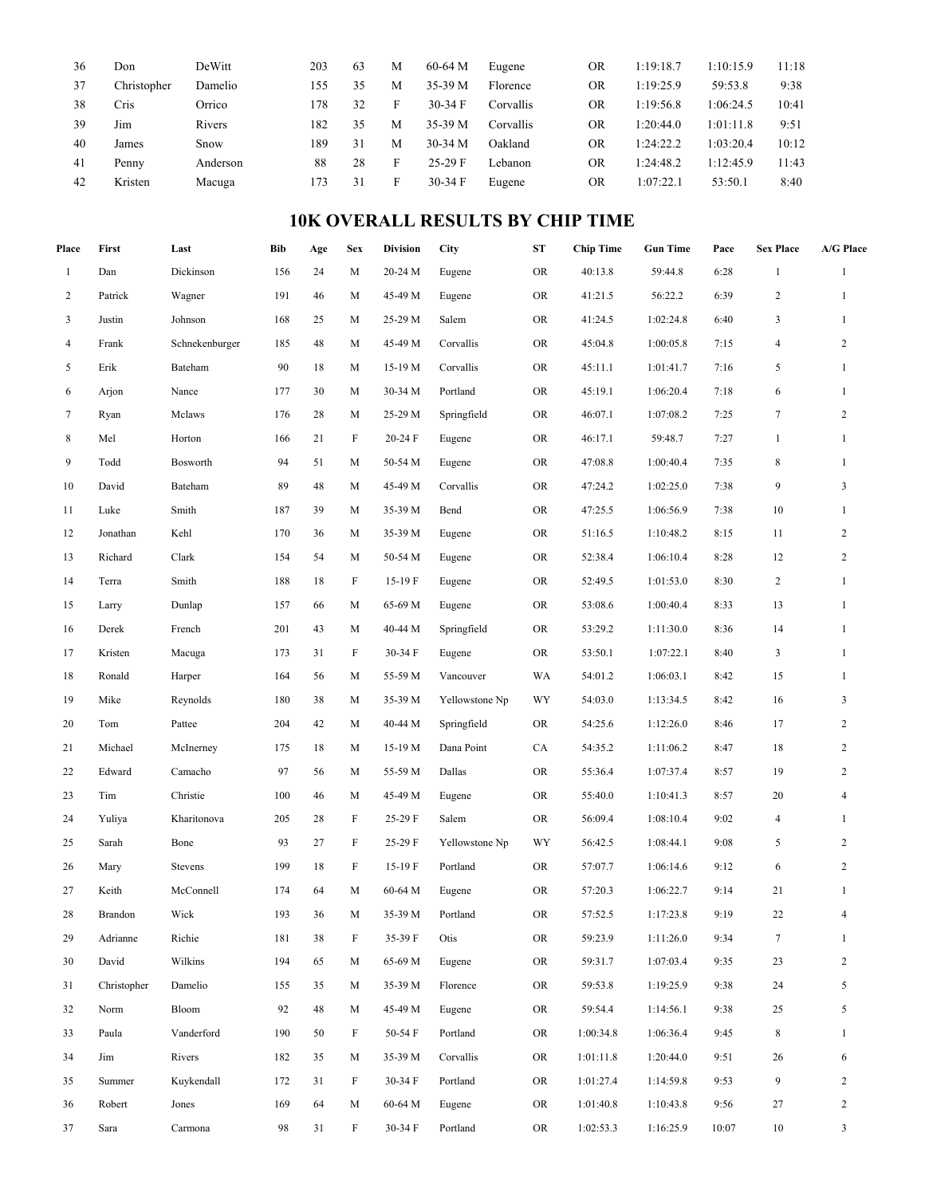| 36 | Don | DeWitt | 203 | 63 | M | 60-64 M | Eugene | OR | 1:19:18.7 | 1:10:15.9 | 11:18 |
|---|---|---|---|---|---|---|---|---|---|---|---|
| 37 | Christopher | Damelio | 155 | 35 | M | 35-39 M | Florence | OR | 1:19:25.9 | 59:53.8 | 9:38 |
| 38 | Cris | Orrico | 178 | 32 | F | 30-34 F | Corvallis | OR | 1:19:56.8 | 1:06:24.5 | 10:41 |
| 39 | Jim | Rivers | 182 | 35 | M | 35-39 M | Corvallis | OR | 1:20:44.0 | 1:01:11.8 | 9:51 |
| 40 | James | Snow | 189 | 31 | M | 30-34 M | Oakland | OR | 1:24:22.2 | 1:03:20.4 | 10:12 |
| 41 | Penny | Anderson | 88 | 28 | F | 25-29 F | Lebanon | OR | 1:24:48.2 | 1:12:45.9 | 11:43 |
| 42 | Kristen | Macuga | 173 | 31 | F | 30-34 F | Eugene | OR | 1:07:22.1 | 53:50.1 | 8:40 |

## 10K OVERALL RESULTS BY CHIP TIME

| Place | First | Last | Bib | Age | Sex | Division | City | ST | Chip Time | Gun Time | Pace | Sex Place | A/G Place |
|---|---|---|---|---|---|---|---|---|---|---|---|---|---|
| 1 | Dan | Dickinson | 156 | 24 | M | 20-24 M | Eugene | OR | 40:13.8 | 59:44.8 | 6:28 | 1 | 1 |
| 2 | Patrick | Wagner | 191 | 46 | M | 45-49 M | Eugene | OR | 41:21.5 | 56:22.2 | 6:39 | 2 | 1 |
| 3 | Justin | Johnson | 168 | 25 | M | 25-29 M | Salem | OR | 41:24.5 | 1:02:24.8 | 6:40 | 3 | 1 |
| 4 | Frank | Schnekenburger | 185 | 48 | M | 45-49 M | Corvallis | OR | 45:04.8 | 1:00:05.8 | 7:15 | 4 | 2 |
| 5 | Erik | Bateham | 90 | 18 | M | 15-19 M | Corvallis | OR | 45:11.1 | 1:01:41.7 | 7:16 | 5 | 1 |
| 6 | Arjon | Nance | 177 | 30 | M | 30-34 M | Portland | OR | 45:19.1 | 1:06:20.4 | 7:18 | 6 | 1 |
| 7 | Ryan | Mclaws | 176 | 28 | M | 25-29 M | Springfield | OR | 46:07.1 | 1:07:08.2 | 7:25 | 7 | 2 |
| 8 | Mel | Horton | 166 | 21 | F | 20-24 F | Eugene | OR | 46:17.1 | 59:48.7 | 7:27 | 1 | 1 |
| 9 | Todd | Bosworth | 94 | 51 | M | 50-54 M | Eugene | OR | 47:08.8 | 1:00:40.4 | 7:35 | 8 | 1 |
| 10 | David | Bateham | 89 | 48 | M | 45-49 M | Corvallis | OR | 47:24.2 | 1:02:25.0 | 7:38 | 9 | 3 |
| 11 | Luke | Smith | 187 | 39 | M | 35-39 M | Bend | OR | 47:25.5 | 1:06:56.9 | 7:38 | 10 | 1 |
| 12 | Jonathan | Kehl | 170 | 36 | M | 35-39 M | Eugene | OR | 51:16.5 | 1:10:48.2 | 8:15 | 11 | 2 |
| 13 | Richard | Clark | 154 | 54 | M | 50-54 M | Eugene | OR | 52:38.4 | 1:06:10.4 | 8:28 | 12 | 2 |
| 14 | Terra | Smith | 188 | 18 | F | 15-19 F | Eugene | OR | 52:49.5 | 1:01:53.0 | 8:30 | 2 | 1 |
| 15 | Larry | Dunlap | 157 | 66 | M | 65-69 M | Eugene | OR | 53:08.6 | 1:00:40.4 | 8:33 | 13 | 1 |
| 16 | Derek | French | 201 | 43 | M | 40-44 M | Springfield | OR | 53:29.2 | 1:11:30.0 | 8:36 | 14 | 1 |
| 17 | Kristen | Macuga | 173 | 31 | F | 30-34 F | Eugene | OR | 53:50.1 | 1:07:22.1 | 8:40 | 3 | 1 |
| 18 | Ronald | Harper | 164 | 56 | M | 55-59 M | Vancouver | WA | 54:01.2 | 1:06:03.1 | 8:42 | 15 | 1 |
| 19 | Mike | Reynolds | 180 | 38 | M | 35-39 M | Yellowstone Np | WY | 54:03.0 | 1:13:34.5 | 8:42 | 16 | 3 |
| 20 | Tom | Pattee | 204 | 42 | M | 40-44 M | Springfield | OR | 54:25.6 | 1:12:26.0 | 8:46 | 17 | 2 |
| 21 | Michael | McInerney | 175 | 18 | M | 15-19 M | Dana Point | CA | 54:35.2 | 1:11:06.2 | 8:47 | 18 | 2 |
| 22 | Edward | Camacho | 97 | 56 | M | 55-59 M | Dallas | OR | 55:36.4 | 1:07:37.4 | 8:57 | 19 | 2 |
| 23 | Tim | Christie | 100 | 46 | M | 45-49 M | Eugene | OR | 55:40.0 | 1:10:41.3 | 8:57 | 20 | 4 |
| 24 | Yuliya | Kharitonova | 205 | 28 | F | 25-29 F | Salem | OR | 56:09.4 | 1:08:10.4 | 9:02 | 4 | 1 |
| 25 | Sarah | Bone | 93 | 27 | F | 25-29 F | Yellowstone Np | WY | 56:42.5 | 1:08:44.1 | 9:08 | 5 | 2 |
| 26 | Mary | Stevens | 199 | 18 | F | 15-19 F | Portland | OR | 57:07.7 | 1:06:14.6 | 9:12 | 6 | 2 |
| 27 | Keith | McConnell | 174 | 64 | M | 60-64 M | Eugene | OR | 57:20.3 | 1:06:22.7 | 9:14 | 21 | 1 |
| 28 | Brandon | Wick | 193 | 36 | M | 35-39 M | Portland | OR | 57:52.5 | 1:17:23.8 | 9:19 | 22 | 4 |
| 29 | Adrianne | Richie | 181 | 38 | F | 35-39 F | Otis | OR | 59:23.9 | 1:11:26.0 | 9:34 | 7 | 1 |
| 30 | David | Wilkins | 194 | 65 | M | 65-69 M | Eugene | OR | 59:31.7 | 1:07:03.4 | 9:35 | 23 | 2 |
| 31 | Christopher | Damelio | 155 | 35 | M | 35-39 M | Florence | OR | 59:53.8 | 1:19:25.9 | 9:38 | 24 | 5 |
| 32 | Norm | Bloom | 92 | 48 | M | 45-49 M | Eugene | OR | 59:54.4 | 1:14:56.1 | 9:38 | 25 | 5 |
| 33 | Paula | Vanderford | 190 | 50 | F | 50-54 F | Portland | OR | 1:00:34.8 | 1:06:36.4 | 9:45 | 8 | 1 |
| 34 | Jim | Rivers | 182 | 35 | M | 35-39 M | Corvallis | OR | 1:01:11.8 | 1:20:44.0 | 9:51 | 26 | 6 |
| 35 | Summer | Kuykendall | 172 | 31 | F | 30-34 F | Portland | OR | 1:01:27.4 | 1:14:59.8 | 9:53 | 9 | 2 |
| 36 | Robert | Jones | 169 | 64 | M | 60-64 M | Eugene | OR | 1:01:40.8 | 1:10:43.8 | 9:56 | 27 | 2 |
| 37 | Sara | Carmona | 98 | 31 | F | 30-34 F | Portland | OR | 1:02:53.3 | 1:16:25.9 | 10:07 | 10 | 3 |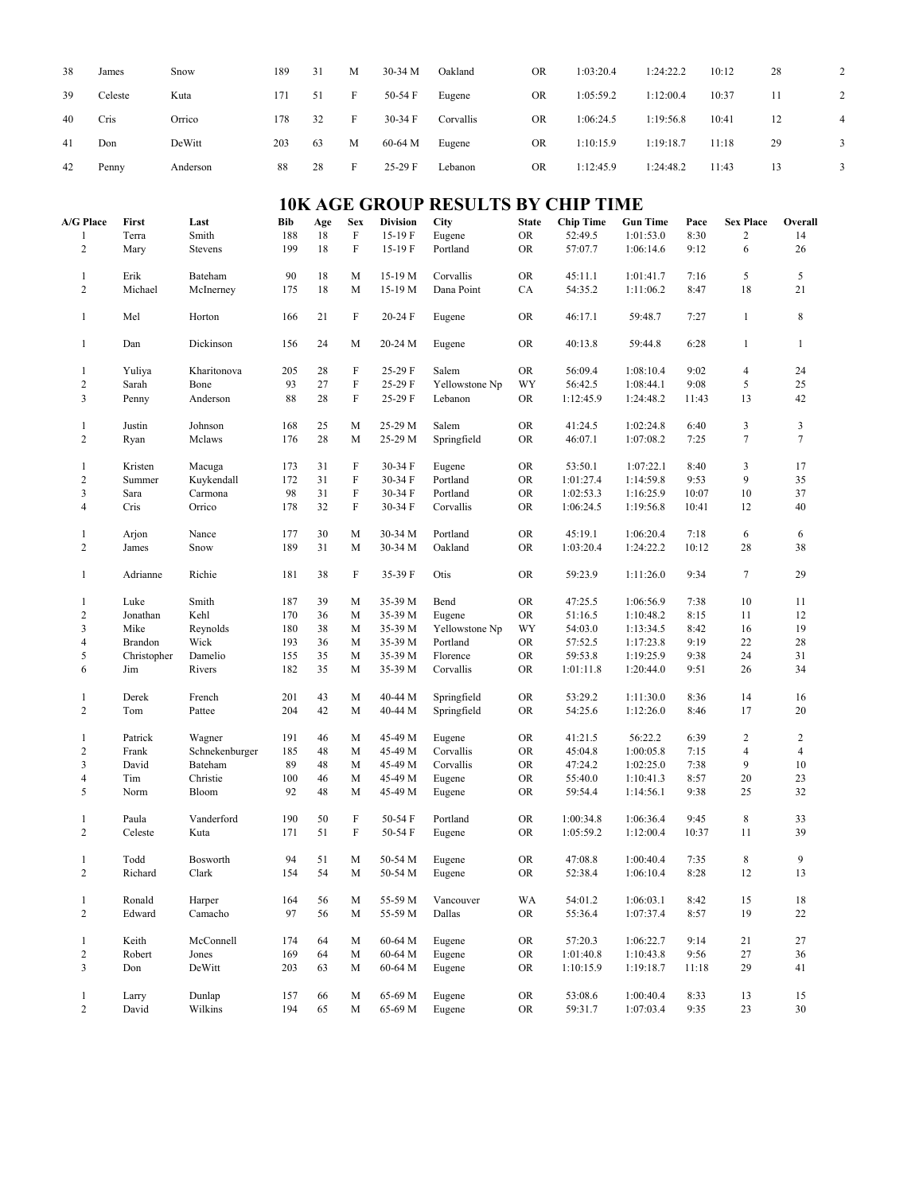| 38 | James | Snow | 189 | 31 | M | 30-34 M | Oakland | OR | 1:03:20.4 | 1:24:22.2 | 10:12 | 28 | 2 |
|---|---|---|---|---|---|---|---|---|---|---|---|---|---|
| 39 | Celeste | Kuta | 171 | 51 | F | 50-54 F | Eugene | OR | 1:05:59.2 | 1:12:00.4 | 10:37 | 11 | 2 |
| 40 | Cris | Orrico | 178 | 32 | F | 30-34 F | Corvallis | OR | 1:06:24.5 | 1:19:56.8 | 10:41 | 12 | 4 |
| 41 | Don | DeWitt | 203 | 63 | M | 60-64 M | Eugene | OR | 1:10:15.9 | 1:19:18.7 | 11:18 | 29 | 3 |
| 42 | Penny | Anderson | 88 | 28 | F | 25-29 F | Lebanon | OR | 1:12:45.9 | 1:24:48.2 | 11:43 | 13 | 3 |

# 10K AGE GROUP RESULTS BY CHIP TIME

| A/G Place | First | Last | Bib | Age | Sex | Division | City | State | Chip Time | Gun Time | Pace | Sex Place | Overall |
|---|---|---|---|---|---|---|---|---|---|---|---|---|---|
| 1 | Terra | Smith | 188 | 18 | F | 15-19 F | Eugene | OR | 52:49.5 | 1:01:53.0 | 8:30 | 2 | 14 |
| 2 | Mary | Stevens | 199 | 18 | F | 15-19 F | Portland | OR | 57:07.7 | 1:06:14.6 | 9:12 | 6 | 26 |
| 1 | Erik | Bateham | 90 | 18 | M | 15-19 M | Corvallis | OR | 45:11.1 | 1:01:41.7 | 7:16 | 5 | 5 |
| 2 | Michael | McInerney | 175 | 18 | M | 15-19 M | Dana Point | CA | 54:35.2 | 1:11:06.2 | 8:47 | 18 | 21 |
| 1 | Mel | Horton | 166 | 21 | F | 20-24 F | Eugene | OR | 46:17.1 | 59:48.7 | 7:27 | 1 | 8 |
| 1 | Dan | Dickinson | 156 | 24 | M | 20-24 M | Eugene | OR | 40:13.8 | 59:44.8 | 6:28 | 1 | 1 |
| 1 | Yuliya | Kharitonova | 205 | 28 | F | 25-29 F | Salem | OR | 56:09.4 | 1:08:10.4 | 9:02 | 4 | 24 |
| 2 | Sarah | Bone | 93 | 27 | F | 25-29 F | Yellowstone Np | WY | 56:42.5 | 1:08:44.1 | 9:08 | 5 | 25 |
| 3 | Penny | Anderson | 88 | 28 | F | 25-29 F | Lebanon | OR | 1:12:45.9 | 1:24:48.2 | 11:43 | 13 | 42 |
| 1 | Justin | Johnson | 168 | 25 | M | 25-29 M | Salem | OR | 41:24.5 | 1:02:24.8 | 6:40 | 3 | 3 |
| 2 | Ryan | Mclaws | 176 | 28 | M | 25-29 M | Springfield | OR | 46:07.1 | 1:07:08.2 | 7:25 | 7 | 7 |
| 1 | Kristen | Macuga | 173 | 31 | F | 30-34 F | Eugene | OR | 53:50.1 | 1:07:22.1 | 8:40 | 3 | 17 |
| 2 | Summer | Kuykendall | 172 | 31 | F | 30-34 F | Portland | OR | 1:01:27.4 | 1:14:59.8 | 9:53 | 9 | 35 |
| 3 | Sara | Carmona | 98 | 31 | F | 30-34 F | Portland | OR | 1:02:53.3 | 1:16:25.9 | 10:07 | 10 | 37 |
| 4 | Cris | Orrico | 178 | 32 | F | 30-34 F | Corvallis | OR | 1:06:24.5 | 1:19:56.8 | 10:41 | 12 | 40 |
| 1 | Arjon | Nance | 177 | 30 | M | 30-34 M | Portland | OR | 45:19.1 | 1:06:20.4 | 7:18 | 6 | 6 |
| 2 | James | Snow | 189 | 31 | M | 30-34 M | Oakland | OR | 1:03:20.4 | 1:24:22.2 | 10:12 | 28 | 38 |
| 1 | Adrianne | Richie | 181 | 38 | F | 35-39 F | Otis | OR | 59:23.9 | 1:11:26.0 | 9:34 | 7 | 29 |
| 1 | Luke | Smith | 187 | 39 | M | 35-39 M | Bend | OR | 47:25.5 | 1:06:56.9 | 7:38 | 10 | 11 |
| 2 | Jonathan | Kehl | 170 | 36 | M | 35-39 M | Eugene | OR | 51:16.5 | 1:10:48.2 | 8:15 | 11 | 12 |
| 3 | Mike | Reynolds | 180 | 38 | M | 35-39 M | Yellowstone Np | WY | 54:03.0 | 1:13:34.5 | 8:42 | 16 | 19 |
| 4 | Brandon | Wick | 193 | 36 | M | 35-39 M | Portland | OR | 57:52.5 | 1:17:23.8 | 9:19 | 22 | 28 |
| 5 | Christopher | Damelio | 155 | 35 | M | 35-39 M | Florence | OR | 59:53.8 | 1:19:25.9 | 9:38 | 24 | 31 |
| 6 | Jim | Rivers | 182 | 35 | M | 35-39 M | Corvallis | OR | 1:01:11.8 | 1:20:44.0 | 9:51 | 26 | 34 |
| 1 | Derek | French | 201 | 43 | M | 40-44 M | Springfield | OR | 53:29.2 | 1:11:30.0 | 8:36 | 14 | 16 |
| 2 | Tom | Pattee | 204 | 42 | M | 40-44 M | Springfield | OR | 54:25.6 | 1:12:26.0 | 8:46 | 17 | 20 |
| 1 | Patrick | Wagner | 191 | 46 | M | 45-49 M | Eugene | OR | 41:21.5 | 56:22.2 | 6:39 | 2 | 2 |
| 2 | Frank | Schnekenburger | 185 | 48 | M | 45-49 M | Corvallis | OR | 45:04.8 | 1:00:05.8 | 7:15 | 4 | 4 |
| 3 | David | Bateham | 89 | 48 | M | 45-49 M | Corvallis | OR | 47:24.2 | 1:02:25.0 | 7:38 | 9 | 10 |
| 4 | Tim | Christie | 100 | 46 | M | 45-49 M | Eugene | OR | 55:40.0 | 1:10:41.3 | 8:57 | 20 | 23 |
| 5 | Norm | Bloom | 92 | 48 | M | 45-49 M | Eugene | OR | 59:54.4 | 1:14:56.1 | 9:38 | 25 | 32 |
| 1 | Paula | Vanderford | 190 | 50 | F | 50-54 F | Portland | OR | 1:00:34.8 | 1:06:36.4 | 9:45 | 8 | 33 |
| 2 | Celeste | Kuta | 171 | 51 | F | 50-54 F | Eugene | OR | 1:05:59.2 | 1:12:00.4 | 10:37 | 11 | 39 |
| 1 | Todd | Bosworth | 94 | 51 | M | 50-54 M | Eugene | OR | 47:08.8 | 1:00:40.4 | 7:35 | 8 | 9 |
| 2 | Richard | Clark | 154 | 54 | M | 50-54 M | Eugene | OR | 52:38.4 | 1:06:10.4 | 8:28 | 12 | 13 |
| 1 | Ronald | Harper | 164 | 56 | M | 55-59 M | Vancouver | WA | 54:01.2 | 1:06:03.1 | 8:42 | 15 | 18 |
| 2 | Edward | Camacho | 97 | 56 | M | 55-59 M | Dallas | OR | 55:36.4 | 1:07:37.4 | 8:57 | 19 | 22 |
| 1 | Keith | McConnell | 174 | 64 | M | 60-64 M | Eugene | OR | 57:20.3 | 1:06:22.7 | 9:14 | 21 | 27 |
| 2 | Robert | Jones | 169 | 64 | M | 60-64 M | Eugene | OR | 1:01:40.8 | 1:10:43.8 | 9:56 | 27 | 36 |
| 3 | Don | DeWitt | 203 | 63 | M | 60-64 M | Eugene | OR | 1:10:15.9 | 1:19:18.7 | 11:18 | 29 | 41 |
| 1 | Larry | Dunlap | 157 | 66 | M | 65-69 M | Eugene | OR | 53:08.6 | 1:00:40.4 | 8:33 | 13 | 15 |
| 2 | David | Wilkins | 194 | 65 | M | 65-69 M | Eugene | OR | 59:31.7 | 1:07:03.4 | 9:35 | 23 | 30 |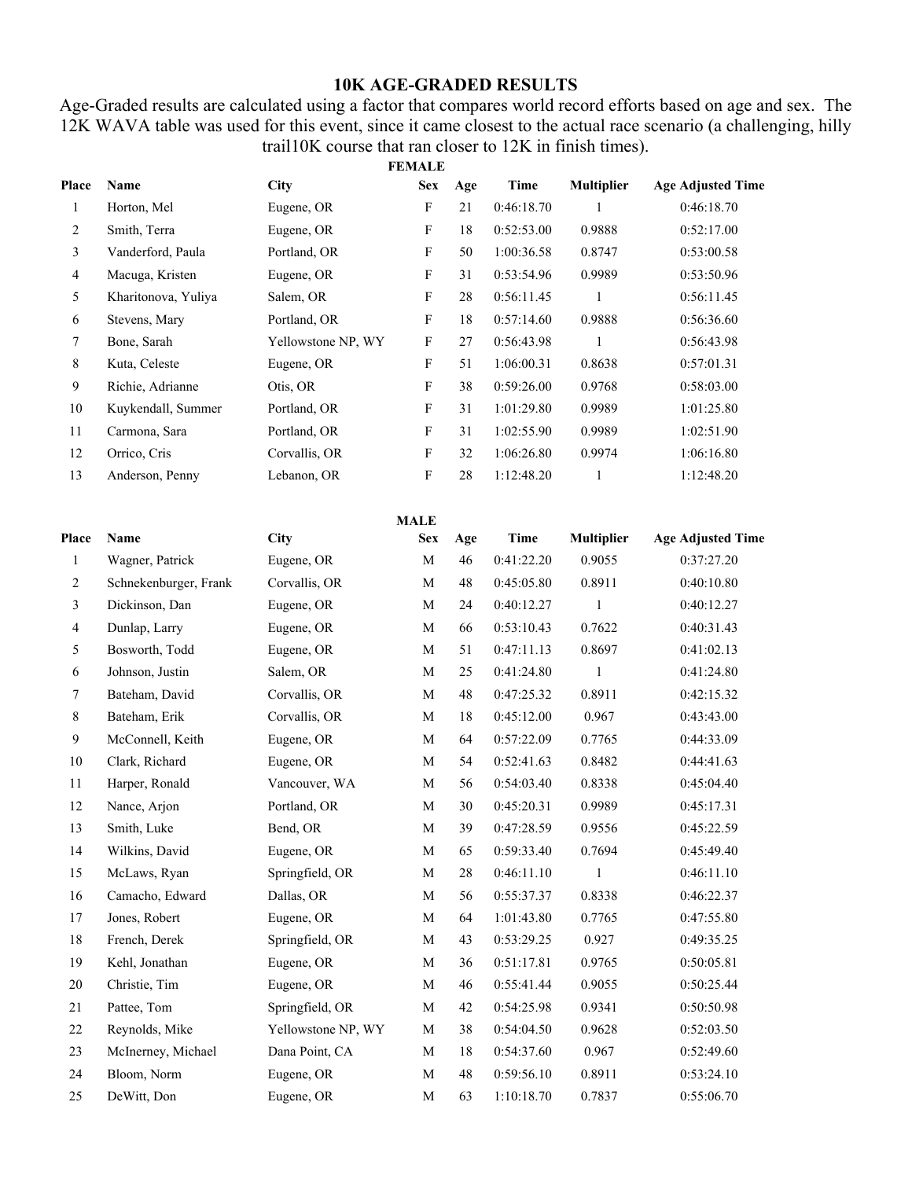# 10K AGE-GRADED RESULTS

Age-Graded results are calculated using a factor that compares world record efforts based on age and sex. The 12K WAVA table was used for this event, since it came closest to the actual race scenario (a challenging, hilly trail10K course that ran closer to 12K in finish times).

**FEMALE**

| Place | Name | City | Sex | Age | Time | Multiplier | Age Adjusted Time |
|---|---|---|---|---|---|---|---|
| 1 | Horton, Mel | Eugene, OR | F | 21 | 0:46:18.70 | 1 | 0:46:18.70 |
| 2 | Smith, Terra | Eugene, OR | F | 18 | 0:52:53.00 | 0.9888 | 0:52:17.00 |
| 3 | Vanderford, Paula | Portland, OR | F | 50 | 1:00:36.58 | 0.8747 | 0:53:00.58 |
| 4 | Macuga, Kristen | Eugene, OR | F | 31 | 0:53:54.96 | 0.9989 | 0:53:50.96 |
| 5 | Kharitonova, Yuliya | Salem, OR | F | 28 | 0:56:11.45 | 1 | 0:56:11.45 |
| 6 | Stevens, Mary | Portland, OR | F | 18 | 0:57:14.60 | 0.9888 | 0:56:36.60 |
| 7 | Bone, Sarah | Yellowstone NP, WY | F | 27 | 0:56:43.98 | 1 | 0:56:43.98 |
| 8 | Kuta, Celeste | Eugene, OR | F | 51 | 1:06:00.31 | 0.8638 | 0:57:01.31 |
| 9 | Richie, Adrianne | Otis, OR | F | 38 | 0:59:26.00 | 0.9768 | 0:58:03.00 |
| 10 | Kuykendall, Summer | Portland, OR | F | 31 | 1:01:29.80 | 0.9989 | 1:01:25.80 |
| 11 | Carmona, Sara | Portland, OR | F | 31 | 1:02:55.90 | 0.9989 | 1:02:51.90 |
| 12 | Orrico, Cris | Corvallis, OR | F | 32 | 1:06:26.80 | 0.9974 | 1:06:16.80 |
| 13 | Anderson, Penny | Lebanon, OR | F | 28 | 1:12:48.20 | 1 | 1:12:48.20 |

**MALE**

| Place | Name | City | Sex | Age | Time | Multiplier | Age Adjusted Time |
|---|---|---|---|---|---|---|---|
| 1 | Wagner, Patrick | Eugene, OR | M | 46 | 0:41:22.20 | 0.9055 | 0:37:27.20 |
| 2 | Schnekenburger, Frank | Corvallis, OR | M | 48 | 0:45:05.80 | 0.8911 | 0:40:10.80 |
| 3 | Dickinson, Dan | Eugene, OR | M | 24 | 0:40:12.27 | 1 | 0:40:12.27 |
| 4 | Dunlap, Larry | Eugene, OR | M | 66 | 0:53:10.43 | 0.7622 | 0:40:31.43 |
| 5 | Bosworth, Todd | Eugene, OR | M | 51 | 0:47:11.13 | 0.8697 | 0:41:02.13 |
| 6 | Johnson, Justin | Salem, OR | M | 25 | 0:41:24.80 | 1 | 0:41:24.80 |
| 7 | Bateham, David | Corvallis, OR | M | 48 | 0:47:25.32 | 0.8911 | 0:42:15.32 |
| 8 | Bateham, Erik | Corvallis, OR | M | 18 | 0:45:12.00 | 0.967 | 0:43:43.00 |
| 9 | McConnell, Keith | Eugene, OR | M | 64 | 0:57:22.09 | 0.7765 | 0:44:33.09 |
| 10 | Clark, Richard | Eugene, OR | M | 54 | 0:52:41.63 | 0.8482 | 0:44:41.63 |
| 11 | Harper, Ronald | Vancouver, WA | M | 56 | 0:54:03.40 | 0.8338 | 0:45:04.40 |
| 12 | Nance, Arjon | Portland, OR | M | 30 | 0:45:20.31 | 0.9989 | 0:45:17.31 |
| 13 | Smith, Luke | Bend, OR | M | 39 | 0:47:28.59 | 0.9556 | 0:45:22.59 |
| 14 | Wilkins, David | Eugene, OR | M | 65 | 0:59:33.40 | 0.7694 | 0:45:49.40 |
| 15 | McLaws, Ryan | Springfield, OR | M | 28 | 0:46:11.10 | 1 | 0:46:11.10 |
| 16 | Camacho, Edward | Dallas, OR | M | 56 | 0:55:37.37 | 0.8338 | 0:46:22.37 |
| 17 | Jones, Robert | Eugene, OR | M | 64 | 1:01:43.80 | 0.7765 | 0:47:55.80 |
| 18 | French, Derek | Springfield, OR | M | 43 | 0:53:29.25 | 0.927 | 0:49:35.25 |
| 19 | Kehl, Jonathan | Eugene, OR | M | 36 | 0:51:17.81 | 0.9765 | 0:50:05.81 |
| 20 | Christie, Tim | Eugene, OR | M | 46 | 0:55:41.44 | 0.9055 | 0:50:25.44 |
| 21 | Pattee, Tom | Springfield, OR | M | 42 | 0:54:25.98 | 0.9341 | 0:50:50.98 |
| 22 | Reynolds, Mike | Yellowstone NP, WY | M | 38 | 0:54:04.50 | 0.9628 | 0:52:03.50 |
| 23 | McInerney, Michael | Dana Point, CA | M | 18 | 0:54:37.60 | 0.967 | 0:52:49.60 |
| 24 | Bloom, Norm | Eugene, OR | M | 48 | 0:59:56.10 | 0.8911 | 0:53:24.10 |
| 25 | DeWitt, Don | Eugene, OR | M | 63 | 1:10:18.70 | 0.7837 | 0:55:06.70 |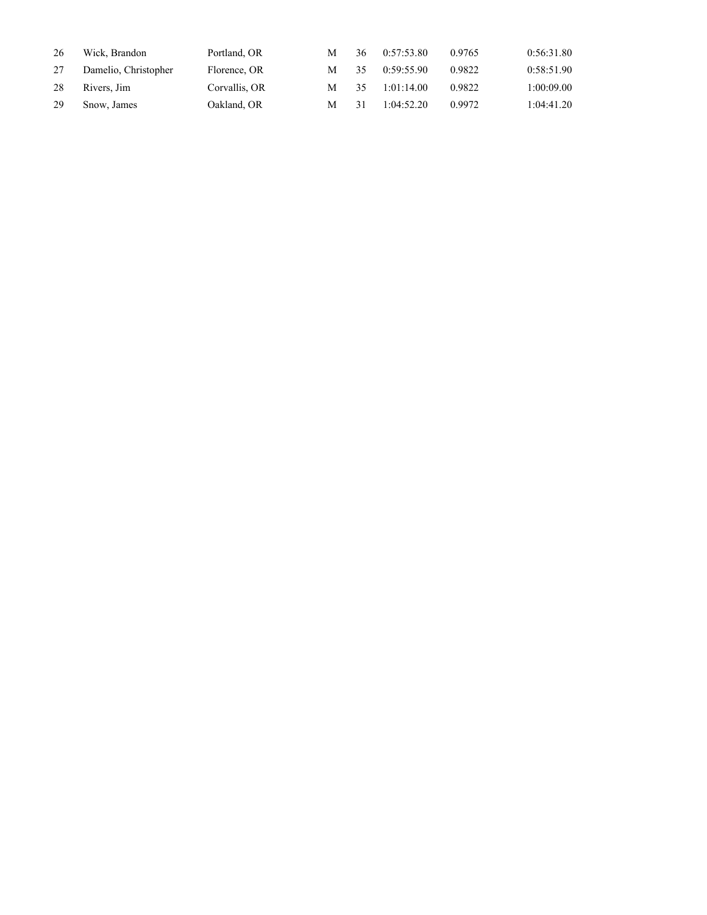| | | | | | | | |
|---|---|---|---|---|---|---|---|
| 26 | Wick, Brandon | Portland, OR | M | 36 | 0:57:53.80 | 0.9765 | 0:56:31.80 |
| 27 | Damelio, Christopher | Florence, OR | M | 35 | 0:59:55.90 | 0.9822 | 0:58:51.90 |
| 28 | Rivers, Jim | Corvallis, OR | M | 35 | 1:01:14.00 | 0.9822 | 1:00:09.00 |
| 29 | Snow, James | Oakland, OR | M | 31 | 1:04:52.20 | 0.9972 | 1:04:41.20 |